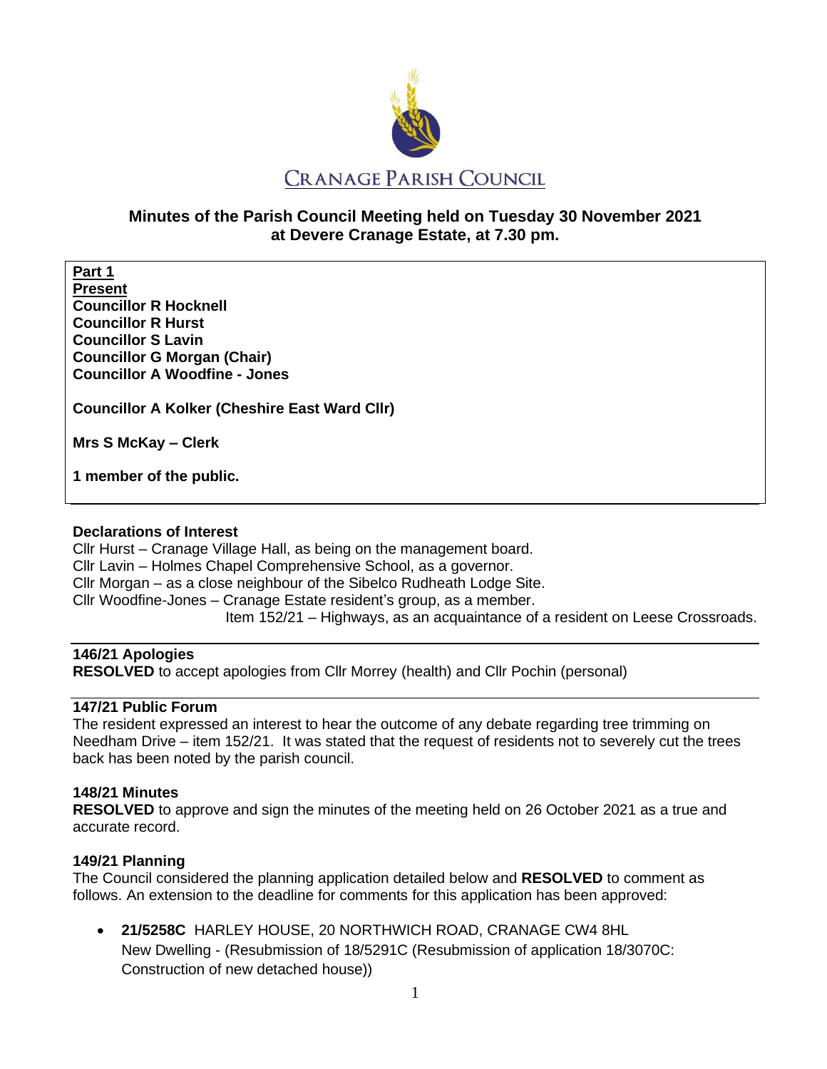# CRANAGE PARISH COUNCIL

## Minutes of the Parish Council Meeting held on Tuesday 30 November 2021 at Devere Cranage Estate, at 7.30 pm.

**Part 1**

**Present**

**Councillor R Hocknell**
**Councillor R Hurst**
**Councillor S Lavin**
**Councillor G Morgan (Chair)**
**Councillor A Woodfine - Jones**

**Councillor A Kolker (Cheshire East Ward Cllr)**

**Mrs S McKay – Clerk**

**1 member of the public.**

**Declarations of Interest**

Cllr Hurst – Cranage Village Hall, as being on the management board.
Cllr Lavin – Holmes Chapel Comprehensive School, as a governor.
Cllr Morgan – as a close neighbour of the Sibelco Rudheath Lodge Site.
Cllr Woodfine-Jones – Cranage Estate resident's group, as a member.
Item 152/21 – Highways, as an acquaintance of a resident on Leese Crossroads.

**146/21 Apologies**

**RESOLVED** to accept apologies from Cllr Morrey (health) and Cllr Pochin (personal)

**147/21 Public Forum**

The resident expressed an interest to hear the outcome of any debate regarding tree trimming on Needham Drive – item 152/21. It was stated that the request of residents not to severely cut the trees back has been noted by the parish council.

**148/21 Minutes**

**RESOLVED** to approve and sign the minutes of the meeting held on 26 October 2021 as a true and accurate record.

**149/21 Planning**

The Council considered the planning application detailed below and **RESOLVED** to comment as follows. An extension to the deadline for comments for this application has been approved:

- **21/5258C** HARLEY HOUSE, 20 NORTHWICH ROAD, CRANAGE CW4 8HL
  New Dwelling - (Resubmission of 18/5291C (Resubmission of application 18/3070C: Construction of new detached house))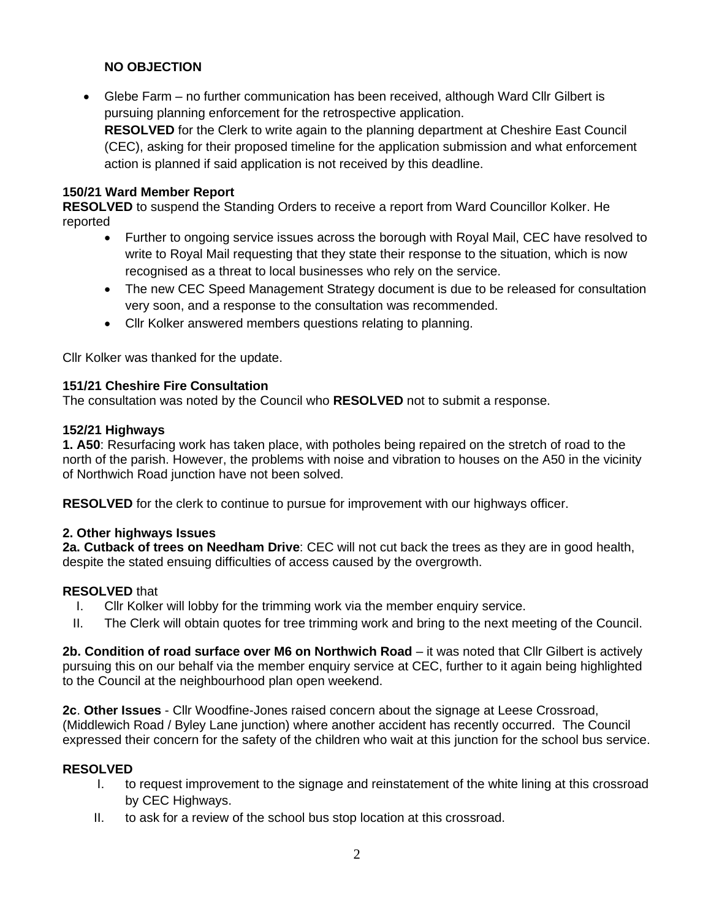**NO OBJECTION**

- Glebe Farm – no further communication has been received, although Ward Cllr Gilbert is pursuing planning enforcement for the retrospective application.
  **RESOLVED** for the Clerk to write again to the planning department at Cheshire East Council (CEC), asking for their proposed timeline for the application submission and what enforcement action is planned if said application is not received by this deadline.

**150/21 Ward Member Report**
**RESOLVED** to suspend the Standing Orders to receive a report from Ward Councillor Kolker. He reported

- Further to ongoing service issues across the borough with Royal Mail, CEC have resolved to write to Royal Mail requesting that they state their response to the situation, which is now recognised as a threat to local businesses who rely on the service.
- The new CEC Speed Management Strategy document is due to be released for consultation very soon, and a response to the consultation was recommended.
- Cllr Kolker answered members questions relating to planning.

Cllr Kolker was thanked for the update.

**151/21 Cheshire Fire Consultation**
The consultation was noted by the Council who **RESOLVED** not to submit a response.

**152/21 Highways**
**1. A50**: Resurfacing work has taken place, with potholes being repaired on the stretch of road to the north of the parish. However, the problems with noise and vibration to houses on the A50 in the vicinity of Northwich Road junction have not been solved.

**RESOLVED** for the clerk to continue to pursue for improvement with our highways officer.

**2. Other highways Issues**
**2a. Cutback of trees on Needham Drive**: CEC will not cut back the trees as they are in good health, despite the stated ensuing difficulties of access caused by the overgrowth.

**RESOLVED** that

I. Cllr Kolker will lobby for the trimming work via the member enquiry service.
II. The Clerk will obtain quotes for tree trimming work and bring to the next meeting of the Council.

**2b. Condition of road surface over M6 on Northwich Road** – it was noted that Cllr Gilbert is actively pursuing this on our behalf via the member enquiry service at CEC, further to it again being highlighted to the Council at the neighbourhood plan open weekend.

**2c**. **Other Issues** - Cllr Woodfine-Jones raised concern about the signage at Leese Crossroad, (Middlewich Road / Byley Lane junction) where another accident has recently occurred. The Council expressed their concern for the safety of the children who wait at this junction for the school bus service.

**RESOLVED**

I. to request improvement to the signage and reinstatement of the white lining at this crossroad by CEC Highways.
II. to ask for a review of the school bus stop location at this crossroad.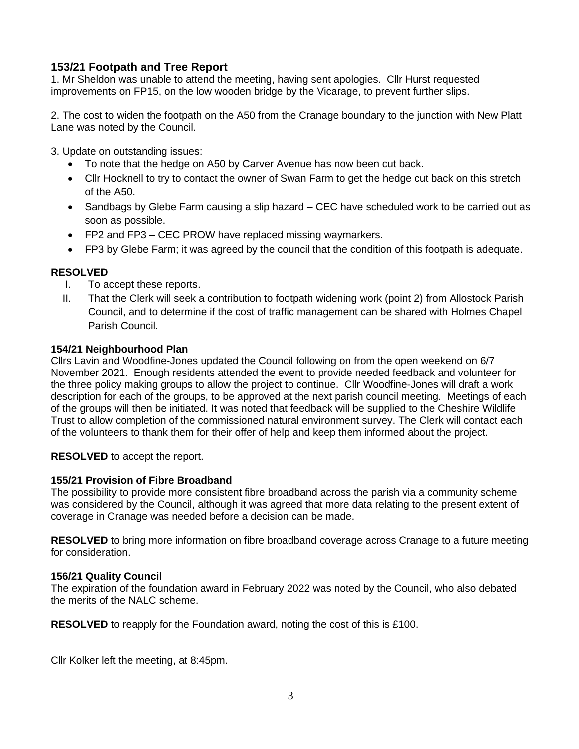### 153/21 Footpath and Tree Report

1. Mr Sheldon was unable to attend the meeting, having sent apologies. Cllr Hurst requested improvements on FP15, on the low wooden bridge by the Vicarage, to prevent further slips.

2. The cost to widen the footpath on the A50 from the Cranage boundary to the junction with New Platt Lane was noted by the Council.

3. Update on outstanding issues:
   - To note that the hedge on A50 by Carver Avenue has now been cut back.
   - Cllr Hocknell to try to contact the owner of Swan Farm to get the hedge cut back on this stretch of the A50.
   - Sandbags by Glebe Farm causing a slip hazard – CEC have scheduled work to be carried out as soon as possible.
   - FP2 and FP3 – CEC PROW have replaced missing waymarkers.
   - FP3 by Glebe Farm; it was agreed by the council that the condition of this footpath is adequate.

**RESOLVED**

I. To accept these reports.
II. That the Clerk will seek a contribution to footpath widening work (point 2) from Allostock Parish Council, and to determine if the cost of traffic management can be shared with Holmes Chapel Parish Council.

**154/21 Neighbourhood Plan**

Cllrs Lavin and Woodfine-Jones updated the Council following on from the open weekend on 6/7 November 2021. Enough residents attended the event to provide needed feedback and volunteer for the three policy making groups to allow the project to continue. Cllr Woodfine-Jones will draft a work description for each of the groups, to be approved at the next parish council meeting. Meetings of each of the groups will then be initiated. It was noted that feedback will be supplied to the Cheshire Wildlife Trust to allow completion of the commissioned natural environment survey. The Clerk will contact each of the volunteers to thank them for their offer of help and keep them informed about the project.

**RESOLVED** to accept the report.

**155/21 Provision of Fibre Broadband**

The possibility to provide more consistent fibre broadband across the parish via a community scheme was considered by the Council, although it was agreed that more data relating to the present extent of coverage in Cranage was needed before a decision can be made.

**RESOLVED** to bring more information on fibre broadband coverage across Cranage to a future meeting for consideration.

**156/21 Quality Council**

The expiration of the foundation award in February 2022 was noted by the Council, who also debated the merits of the NALC scheme.

**RESOLVED** to reapply for the Foundation award, noting the cost of this is £100.

Cllr Kolker left the meeting, at 8:45pm.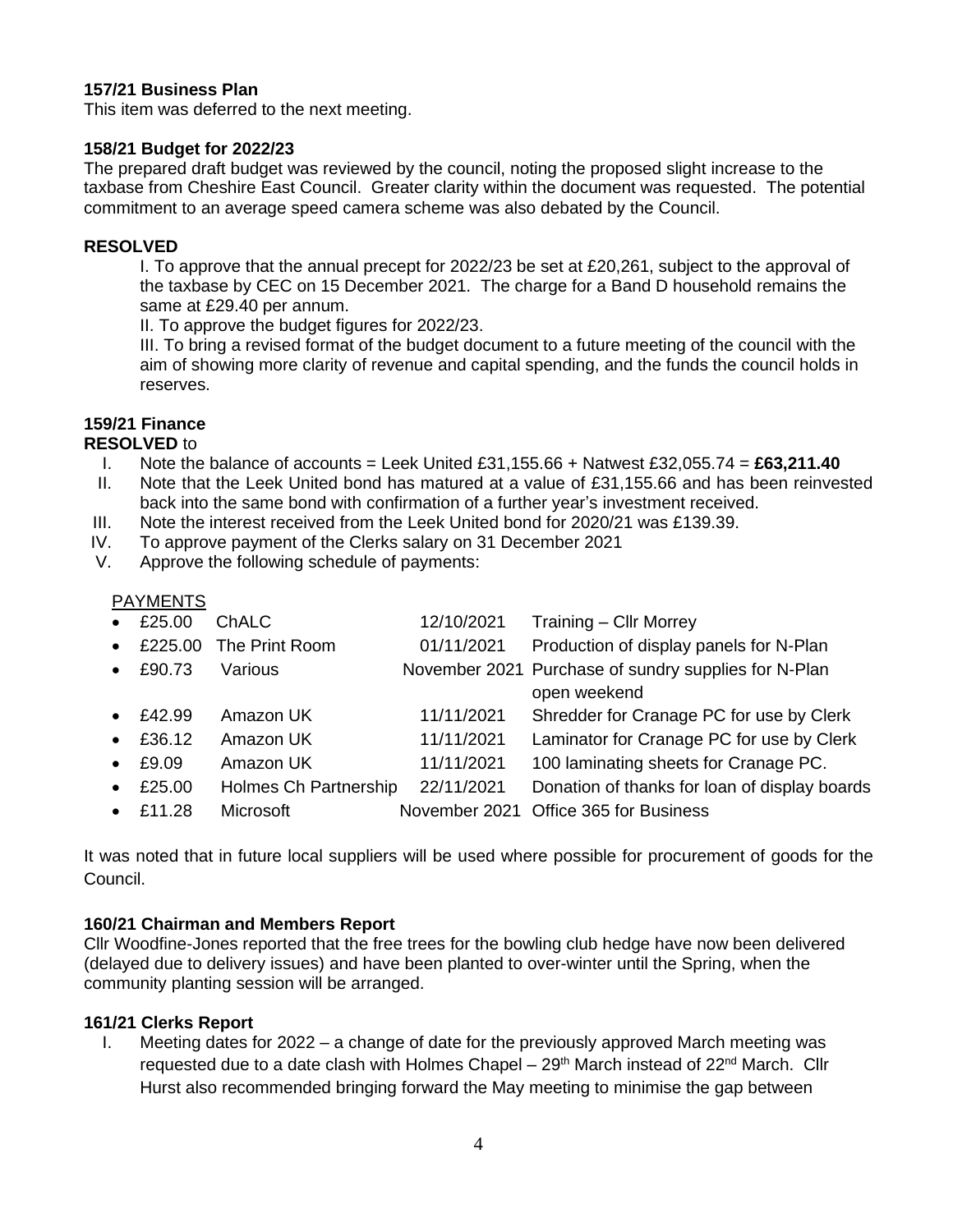**157/21 Business Plan**
This item was deferred to the next meeting.

**158/21 Budget for 2022/23**
The prepared draft budget was reviewed by the council, noting the proposed slight increase to the taxbase from Cheshire East Council. Greater clarity within the document was requested. The potential commitment to an average speed camera scheme was also debated by the Council.

**RESOLVED**

I. To approve that the annual precept for 2022/23 be set at £20,261, subject to the approval of the taxbase by CEC on 15 December 2021. The charge for a Band D household remains the same at £29.40 per annum.

II. To approve the budget figures for 2022/23.

III. To bring a revised format of the budget document to a future meeting of the council with the aim of showing more clarity of revenue and capital spending, and the funds the council holds in reserves.

**159/21 Finance**
**RESOLVED** to

I. Note the balance of accounts = Leek United £31,155.66 + Natwest £32,055.74 = **£63,211.40**
II. Note that the Leek United bond has matured at a value of £31,155.66 and has been reinvested back into the same bond with confirmation of a further year's investment received.
III. Note the interest received from the Leek United bond for 2020/21 was £139.39.
IV. To approve payment of the Clerks salary on 31 December 2021
V. Approve the following schedule of payments:

PAYMENTS

- £25.00 ChALC 12/10/2021 Training – Cllr Morrey
- £225.00 The Print Room 01/11/2021 Production of display panels for N-Plan
- £90.73 Various November 2021 Purchase of sundry supplies for N-Plan open weekend
- £42.99 Amazon UK 11/11/2021 Shredder for Cranage PC for use by Clerk
- £36.12 Amazon UK 11/11/2021 Laminator for Cranage PC for use by Clerk
- £9.09 Amazon UK 11/11/2021 100 laminating sheets for Cranage PC.
- £25.00 Holmes Ch Partnership 22/11/2021 Donation of thanks for loan of display boards
- £11.28 Microsoft November 2021 Office 365 for Business

It was noted that in future local suppliers will be used where possible for procurement of goods for the Council.

**160/21 Chairman and Members Report**
Cllr Woodfine-Jones reported that the free trees for the bowling club hedge have now been delivered (delayed due to delivery issues) and have been planted to over-winter until the Spring, when the community planting session will be arranged.

**161/21 Clerks Report**

I. Meeting dates for 2022 – a change of date for the previously approved March meeting was requested due to a date clash with Holmes Chapel – 29th March instead of 22nd March. Cllr Hurst also recommended bringing forward the May meeting to minimise the gap between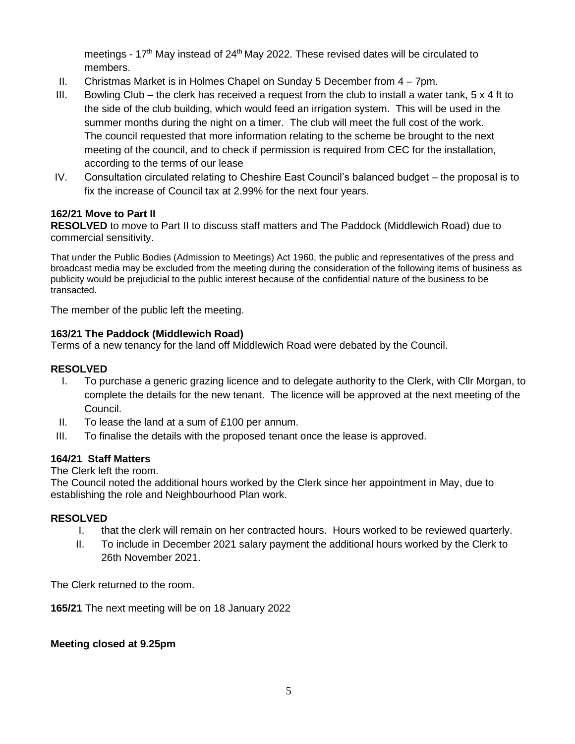meetings - 17th May instead of 24th May 2022. These revised dates will be circulated to members.

II. Christmas Market is in Holmes Chapel on Sunday 5 December from 4 – 7pm.

III. Bowling Club – the clerk has received a request from the club to install a water tank, 5 x 4 ft to the side of the club building, which would feed an irrigation system. This will be used in the summer months during the night on a timer. The club will meet the full cost of the work. The council requested that more information relating to the scheme be brought to the next meeting of the council, and to check if permission is required from CEC for the installation, according to the terms of our lease

IV. Consultation circulated relating to Cheshire East Council's balanced budget – the proposal is to fix the increase of Council tax at 2.99% for the next four years.

**162/21 Move to Part II**

**RESOLVED** to move to Part II to discuss staff matters and The Paddock (Middlewich Road) due to commercial sensitivity.

That under the Public Bodies (Admission to Meetings) Act 1960, the public and representatives of the press and broadcast media may be excluded from the meeting during the consideration of the following items of business as publicity would be prejudicial to the public interest because of the confidential nature of the business to be transacted.

The member of the public left the meeting.

**163/21 The Paddock (Middlewich Road)**

Terms of a new tenancy for the land off Middlewich Road were debated by the Council.

**RESOLVED**

I. To purchase a generic grazing licence and to delegate authority to the Clerk, with Cllr Morgan, to complete the details for the new tenant. The licence will be approved at the next meeting of the Council.

II. To lease the land at a sum of £100 per annum.

III. To finalise the details with the proposed tenant once the lease is approved.

**164/21 Staff Matters**

The Clerk left the room.

The Council noted the additional hours worked by the Clerk since her appointment in May, due to establishing the role and Neighbourhood Plan work.

**RESOLVED**

I. that the clerk will remain on her contracted hours. Hours worked to be reviewed quarterly.

II. To include in December 2021 salary payment the additional hours worked by the Clerk to 26th November 2021.

The Clerk returned to the room.

**165/21** The next meeting will be on 18 January 2022

**Meeting closed at 9.25pm**